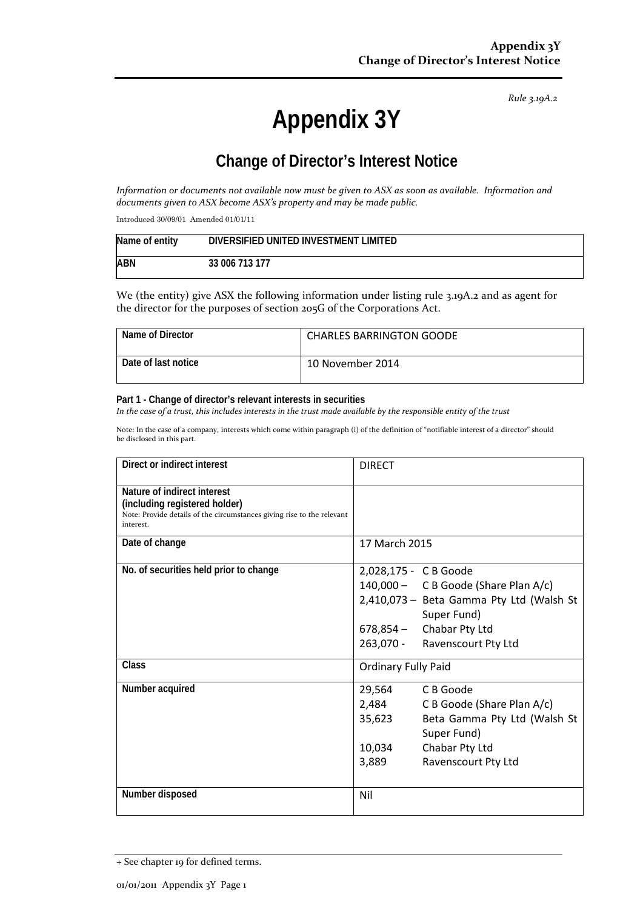*Rule 3.19A.2*

# Appendix 3Y

## Change of Director's Interest Notice

*Information or documents not available now must be given to ASX as soon as available. Information and documents given to ASX become ASX's property and may be made public.*

Introduced 30/09/01 Amended 01/01/11

| | |
|---|---|
| **Name of entity** | **DIVERSIFIED UNITED INVESTMENT LIMITED** |
| **ABN** | **33 006 713 177** |

We (the entity) give ASX the following information under listing rule 3.19A.2 and as agent for the director for the purposes of section 205G of the Corporations Act.

| | |
|---|---|
| **Name of Director** | CHARLES BARRINGTON GOODE |
| **Date of last notice** | 10 November 2014 |

**Part 1 - Change of director's relevant interests in securities**

*In the case of a trust, this includes interests in the trust made available by the responsible entity of the trust*

Note: In the case of a company, interests which come within paragraph (i) of the definition of "notifiable interest of a director" should be disclosed in this part.

| | |
|---|---|
| **Direct or indirect interest** | DIRECT |
| **Nature of indirect interest (including registered holder)**<br>Note: Provide details of the circumstances giving rise to the relevant interest. | |
| **Date of change** | 17 March 2015 |
| **No. of securities held prior to change** | 2,028,175 - C B Goode<br>140,000 – C B Goode (Share Plan A/c)<br>2,410,073 – Beta Gamma Pty Ltd (Walsh St Super Fund)<br>678,854 – Chabar Pty Ltd<br>263,070 - Ravenscourt Pty Ltd |
| **Class** | Ordinary Fully Paid |
| **Number acquired** | 29,564 C B Goode<br>2,484 C B Goode (Share Plan A/c)<br>35,623 Beta Gamma Pty Ltd (Walsh St Super Fund)<br>10,034 Chabar Pty Ltd<br>3,889 Ravenscourt Pty Ltd |
| **Number disposed** | Nil |

+ See chapter 19 for defined terms.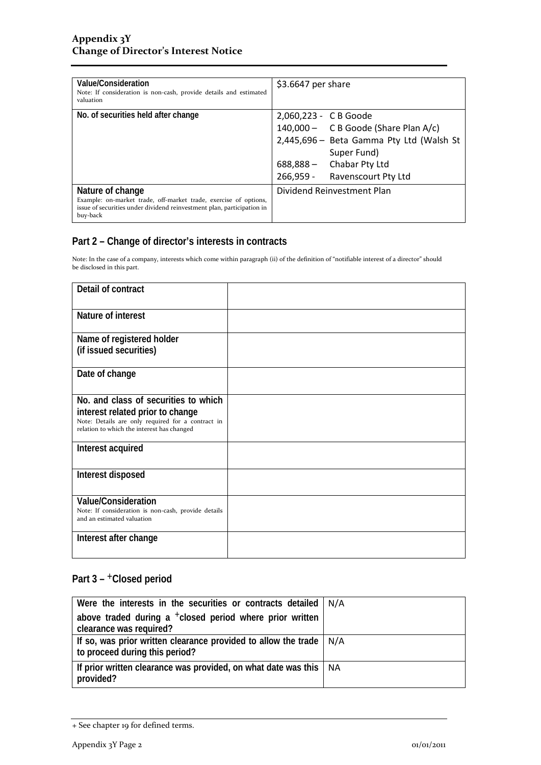| | |
|---|---|
| **Value/Consideration**<br>Note: If consideration is non-cash, provide details and estimated valuation | $3.6647 per share |
| **No. of securities held after change** | 2,060,223 - C B Goode<br>140,000 – C B Goode (Share Plan A/c)<br>2,445,696 – Beta Gamma Pty Ltd (Walsh St Super Fund)<br>688,888 – Chabar Pty Ltd<br>266,959 - Ravenscourt Pty Ltd |
| **Nature of change**<br>Example: on-market trade, off-market trade, exercise of options, issue of securities under dividend reinvestment plan, participation in buy-back | Dividend Reinvestment Plan |

## Part 2 – Change of director's interests in contracts

Note: In the case of a company, interests which come within paragraph (ii) of the definition of "notifiable interest of a director" should be disclosed in this part.

| | |
|---|---|
| **Detail of contract** | |
| **Nature of interest** | |
| **Name of registered holder (if issued securities)** | |
| **Date of change** | |
| **No. and class of securities to which interest related prior to change**<br>Note: Details are only required for a contract in relation to which the interest has changed | |
| **Interest acquired** | |
| **Interest disposed** | |
| **Value/Consideration**<br>Note: If consideration is non-cash, provide details and an estimated valuation | |
| **Interest after change** | |

## Part 3 – +Closed period

| | |
|---|---|
| **Were the interests in the securities or contracts detailed above traded during a +closed period where prior written clearance was required?** | N/A |
| **If so, was prior written clearance provided to allow the trade to proceed during this period?** | N/A |
| **If prior written clearance was provided, on what date was this provided?** | NA |

+ See chapter 19 for defined terms.